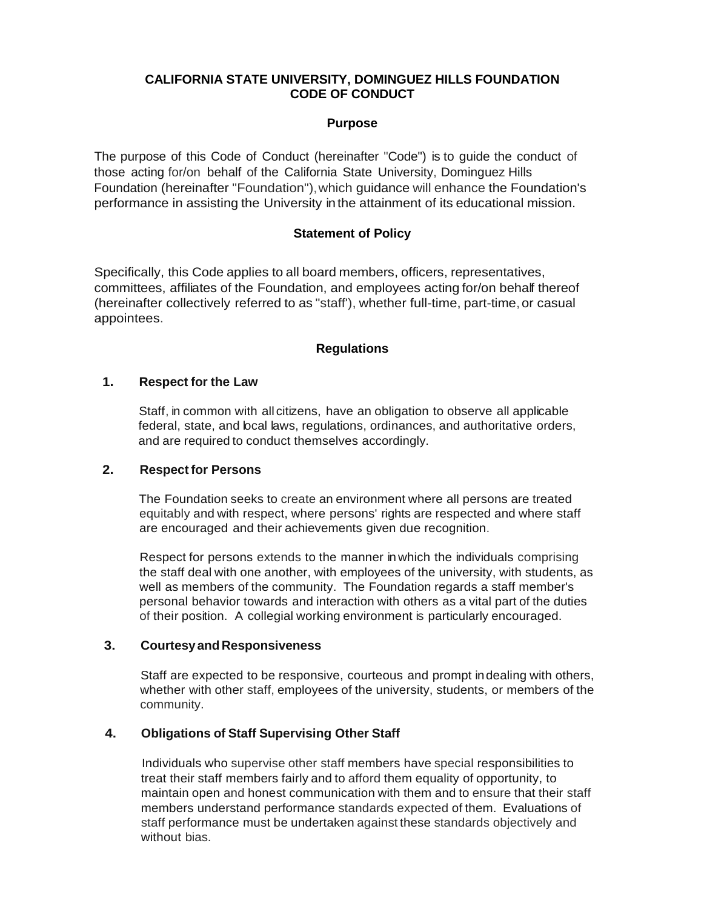**CALIFORNIA STATE UNIVERSITY, DOMINGUEZ HILLS FOUNDATION**
**CODE OF CONDUCT**

## Purpose

The purpose of this Code of Conduct (hereinafter "Code") is to guide the conduct of those acting for/on behalf of the California State University, Dominguez Hills Foundation (hereinafter "Foundation"), which guidance will enhance the Foundation's performance in assisting the University in the attainment of its educational mission.

## Statement of Policy

Specifically, this Code applies to all board members, officers, representatives, committees, affiliates of the Foundation, and employees acting for/on behalf thereof (hereinafter collectively referred to as "staff'), whether full-time, part-time, or casual appointees.

## Regulations

### 1. Respect for the Law

Staff, in common with all citizens, have an obligation to observe all applicable federal, state, and local laws, regulations, ordinances, and authoritative orders, and are required to conduct themselves accordingly.

### 2. Respect for Persons

The Foundation seeks to create an environment where all persons are treated equitably and with respect, where persons' rights are respected and where staff are encouraged and their achievements given due recognition.

Respect for persons extends to the manner in which the individuals comprising the staff deal with one another, with employees of the university, with students, as well as members of the community. The Foundation regards a staff member's personal behavior towards and interaction with others as a vital part of the duties of their position. A collegial working environment is particularly encouraged.

### 3. Courtesy and Responsiveness

Staff are expected to be responsive, courteous and prompt in dealing with others, whether with other staff, employees of the university, students, or members of the community.

### 4. Obligations of Staff Supervising Other Staff

Individuals who supervise other staff members have special responsibilities to treat their staff members fairly and to afford them equality of opportunity, to maintain open and honest communication with them and to ensure that their staff members understand performance standards expected of them. Evaluations of staff performance must be undertaken against these standards objectively and without bias.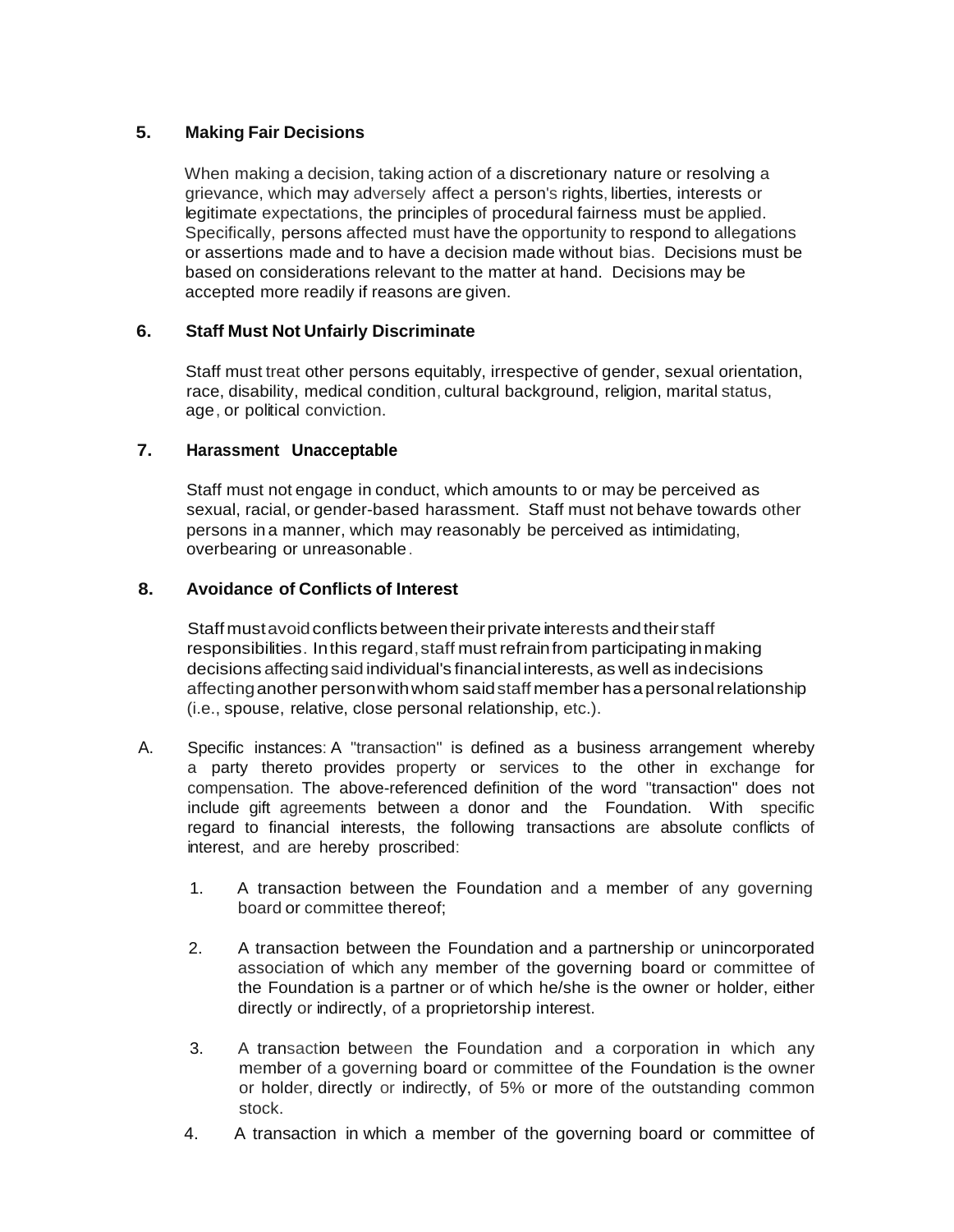### 5. Making Fair Decisions

When making a decision, taking action of a discretionary nature or resolving a grievance, which may adversely affect a person's rights, liberties, interests or legitimate expectations, the principles of procedural fairness must be applied. Specifically, persons affected must have the opportunity to respond to allegations or assertions made and to have a decision made without bias. Decisions must be based on considerations relevant to the matter at hand. Decisions may be accepted more readily if reasons are given.

### 6. Staff Must Not Unfairly Discriminate

Staff must treat other persons equitably, irrespective of gender, sexual orientation, race, disability, medical condition, cultural background, religion, marital status, age, or political conviction.

### 7. Harassment Unacceptable

Staff must not engage in conduct, which amounts to or may be perceived as sexual, racial, or gender-based harassment. Staff must not behave towards other persons in a manner, which may reasonably be perceived as intimidating, overbearing or unreasonable.

### 8. Avoidance of Conflicts of Interest

Staff must avoid conflicts between their private interests and their staff responsibilities. In this regard, staff must refrain from participating in making decisions affecting said individual's financial interests, as well as in decisions affecting another person with whom said staff member has a personal relationship (i.e., spouse, relative, close personal relationship, etc.).

A. Specific instances: A "transaction" is defined as a business arrangement whereby a party thereto provides property or services to the other in exchange for compensation. The above-referenced definition of the word "transaction" does not include gift agreements between a donor and the Foundation. With specific regard to financial interests, the following transactions are absolute conflicts of interest, and are hereby proscribed:

1. A transaction between the Foundation and a member of any governing board or committee thereof;

2. A transaction between the Foundation and a partnership or unincorporated association of which any member of the governing board or committee of the Foundation is a partner or of which he/she is the owner or holder, either directly or indirectly, of a proprietorship interest.

3. A transaction between the Foundation and a corporation in which any member of a governing board or committee of the Foundation is the owner or holder, directly or indirectly, of 5% or more of the outstanding common stock.

4. A transaction in which a member of the governing board or committee of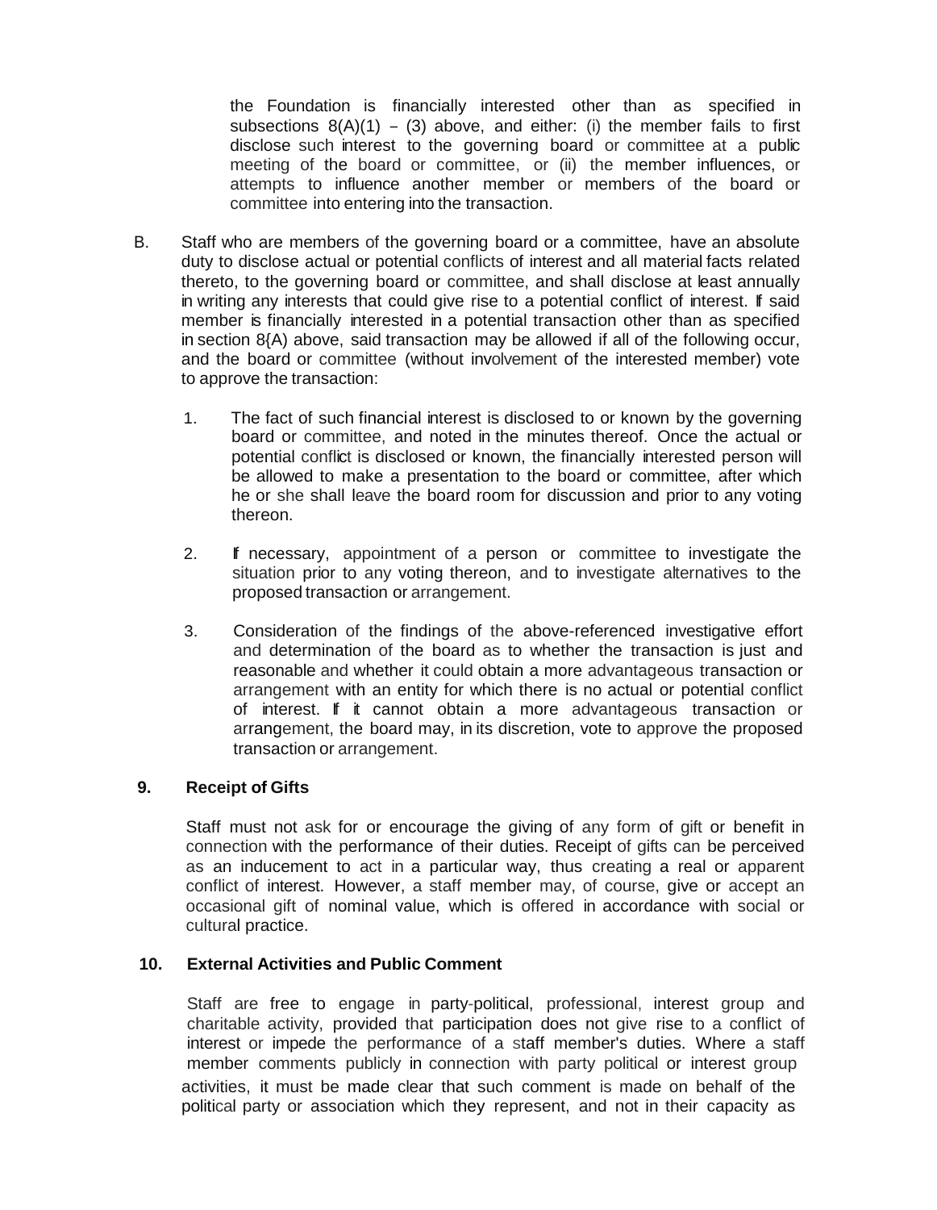the Foundation is financially interested other than as specified in subsections 8(A)(1) – (3) above, and either: (i) the member fails to first disclose such interest to the governing board or committee at a public meeting of the board or committee, or (ii) the member influences, or attempts to influence another member or members of the board or committee into entering into the transaction.

B. Staff who are members of the governing board or a committee, have an absolute duty to disclose actual or potential conflicts of interest and all material facts related thereto, to the governing board or committee, and shall disclose at least annually in writing any interests that could give rise to a potential conflict of interest. If said member is financially interested in a potential transaction other than as specified in section 8{A) above, said transaction may be allowed if all of the following occur, and the board or committee (without involvement of the interested member) vote to approve the transaction:

   1. The fact of such financial interest is disclosed to or known by the governing board or committee, and noted in the minutes thereof. Once the actual or potential conflict is disclosed or known, the financially interested person will be allowed to make a presentation to the board or committee, after which he or she shall leave the board room for discussion and prior to any voting thereon.

   2. If necessary, appointment of a person or committee to investigate the situation prior to any voting thereon, and to investigate alternatives to the proposed transaction or arrangement.

   3. Consideration of the findings of the above-referenced investigative effort and determination of the board as to whether the transaction is just and reasonable and whether it could obtain a more advantageous transaction or arrangement with an entity for which there is no actual or potential conflict of interest. If it cannot obtain a more advantageous transaction or arrangement, the board may, in its discretion, vote to approve the proposed transaction or arrangement.

**9. Receipt of Gifts**

Staff must not ask for or encourage the giving of any form of gift or benefit in connection with the performance of their duties. Receipt of gifts can be perceived as an inducement to act in a particular way, thus creating a real or apparent conflict of interest. However, a staff member may, of course, give or accept an occasional gift of nominal value, which is offered in accordance with social or cultural practice.

**10. External Activities and Public Comment**

Staff are free to engage in party-political, professional, interest group and charitable activity, provided that participation does not give rise to a conflict of interest or impede the performance of a staff member's duties. Where a staff member comments publicly in connection with party political or interest group activities, it must be made clear that such comment is made on behalf of the political party or association which they represent, and not in their capacity as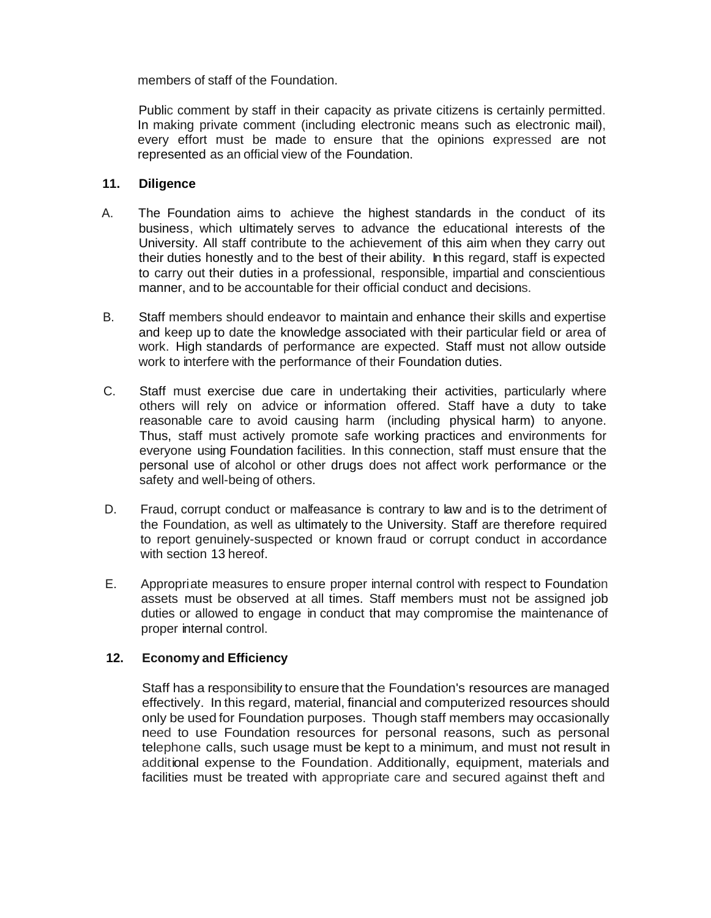members of staff of the Foundation.

Public comment by staff in their capacity as private citizens is certainly permitted. In making private comment (including electronic means such as electronic mail), every effort must be made to ensure that the opinions expressed are not represented as an official view of the Foundation.

## 11. Diligence

A. The Foundation aims to achieve the highest standards in the conduct of its business, which ultimately serves to advance the educational interests of the University. All staff contribute to the achievement of this aim when they carry out their duties honestly and to the best of their ability. In this regard, staff is expected to carry out their duties in a professional, responsible, impartial and conscientious manner, and to be accountable for their official conduct and decisions.

B. Staff members should endeavor to maintain and enhance their skills and expertise and keep up to date the knowledge associated with their particular field or area of work. High standards of performance are expected. Staff must not allow outside work to interfere with the performance of their Foundation duties.

C. Staff must exercise due care in undertaking their activities, particularly where others will rely on advice or information offered. Staff have a duty to take reasonable care to avoid causing harm (including physical harm) to anyone. Thus, staff must actively promote safe working practices and environments for everyone using Foundation facilities. In this connection, staff must ensure that the personal use of alcohol or other drugs does not affect work performance or the safety and well-being of others.

D. Fraud, corrupt conduct or malfeasance is contrary to law and is to the detriment of the Foundation, as well as ultimately to the University. Staff are therefore required to report genuinely-suspected or known fraud or corrupt conduct in accordance with section 13 hereof.

E. Appropriate measures to ensure proper internal control with respect to Foundation assets must be observed at all times. Staff members must not be assigned job duties or allowed to engage in conduct that may compromise the maintenance of proper internal control.

## 12. Economy and Efficiency

Staff has a responsibility to ensure that the Foundation's resources are managed effectively. In this regard, material, financial and computerized resources should only be used for Foundation purposes. Though staff members may occasionally need to use Foundation resources for personal reasons, such as personal telephone calls, such usage must be kept to a minimum, and must not result in additional expense to the Foundation. Additionally, equipment, materials and facilities must be treated with appropriate care and secured against theft and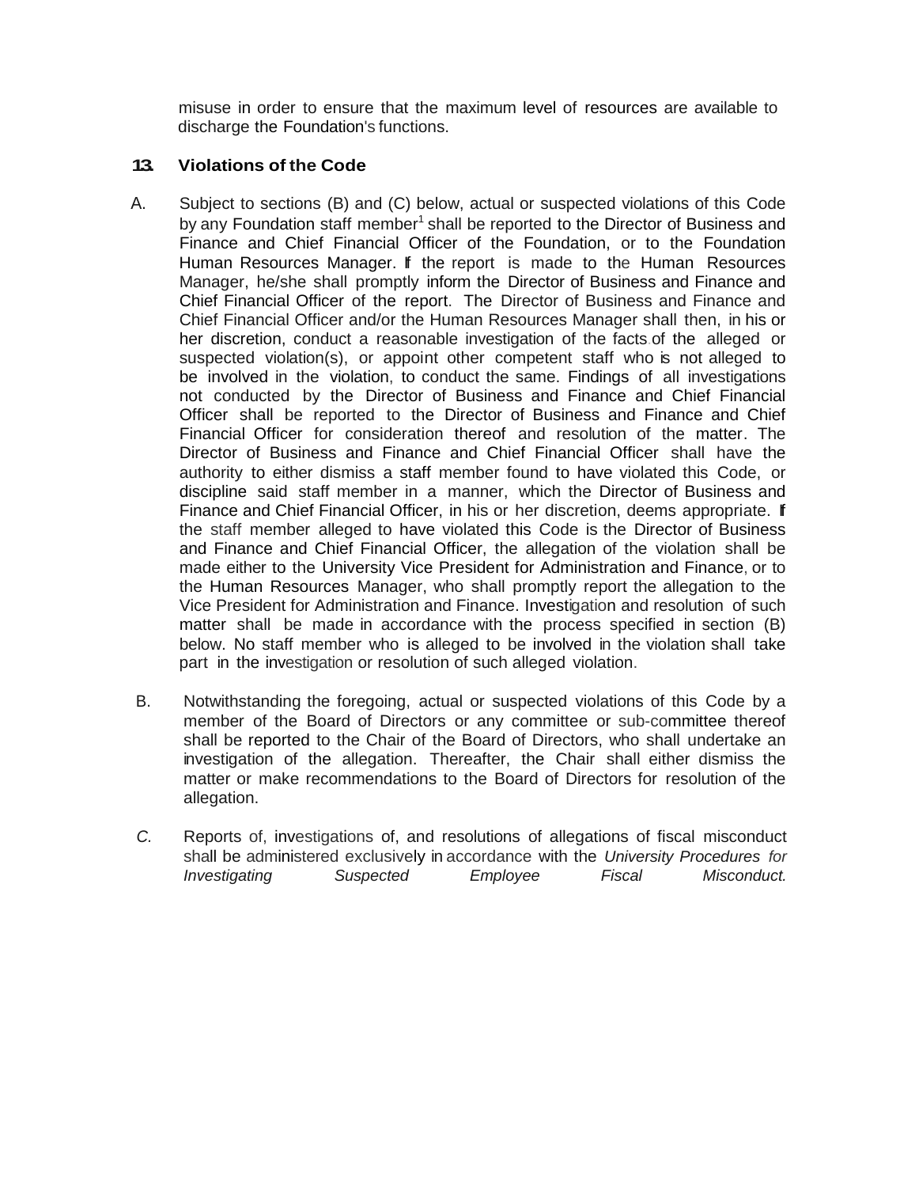misuse in order to ensure that the maximum level of resources are available to discharge the Foundation's functions.

## 13. Violations of the Code

A. Subject to sections (B) and (C) below, actual or suspected violations of this Code by any Foundation staff member[1] shall be reported to the Director of Business and Finance and Chief Financial Officer of the Foundation, or to the Foundation Human Resources Manager. If the report is made to the Human Resources Manager, he/she shall promptly inform the Director of Business and Finance and Chief Financial Officer of the report. The Director of Business and Finance and Chief Financial Officer and/or the Human Resources Manager shall then, in his or her discretion, conduct a reasonable investigation of the facts of the alleged or suspected violation(s), or appoint other competent staff who is not alleged to be involved in the violation, to conduct the same. Findings of all investigations not conducted by the Director of Business and Finance and Chief Financial Officer shall be reported to the Director of Business and Finance and Chief Financial Officer for consideration thereof and resolution of the matter. The Director of Business and Finance and Chief Financial Officer shall have the authority to either dismiss a staff member found to have violated this Code, or discipline said staff member in a manner, which the Director of Business and Finance and Chief Financial Officer, in his or her discretion, deems appropriate. If the staff member alleged to have violated this Code is the Director of Business and Finance and Chief Financial Officer, the allegation of the violation shall be made either to the University Vice President for Administration and Finance, or to the Human Resources Manager, who shall promptly report the allegation to the Vice President for Administration and Finance. Investigation and resolution of such matter shall be made in accordance with the process specified in section (B) below. No staff member who is alleged to be involved in the violation shall take part in the investigation or resolution of such alleged violation.

B. Notwithstanding the foregoing, actual or suspected violations of this Code by a member of the Board of Directors or any committee or sub-committee thereof shall be reported to the Chair of the Board of Directors, who shall undertake an investigation of the allegation. Thereafter, the Chair shall either dismiss the matter or make recommendations to the Board of Directors for resolution of the allegation.

*C.* Reports of, investigations of, and resolutions of allegations of fiscal misconduct shall be administered exclusively in accordance with the *University Procedures for Investigating Suspected Employee Fiscal Misconduct.*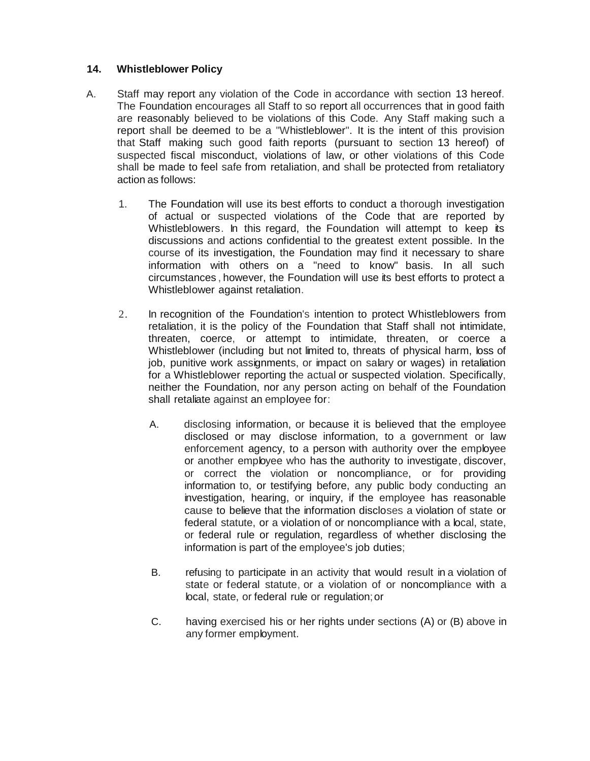## 14. Whistleblower Policy

A. Staff may report any violation of the Code in accordance with section 13 hereof. The Foundation encourages all Staff to so report all occurrences that in good faith are reasonably believed to be violations of this Code. Any Staff making such a report shall be deemed to be a "Whistleblower". It is the intent of this provision that Staff making such good faith reports (pursuant to section 13 hereof) of suspected fiscal misconduct, violations of law, or other violations of this Code shall be made to feel safe from retaliation, and shall be protected from retaliatory action as follows:

1. The Foundation will use its best efforts to conduct a thorough investigation of actual or suspected violations of the Code that are reported by Whistleblowers. In this regard, the Foundation will attempt to keep its discussions and actions confidential to the greatest extent possible. In the course of its investigation, the Foundation may find it necessary to share information with others on a "need to know" basis. In all such circumstances, however, the Foundation will use its best efforts to protect a Whistleblower against retaliation.

2. In recognition of the Foundation's intention to protect Whistleblowers from retaliation, it is the policy of the Foundation that Staff shall not intimidate, threaten, coerce, or attempt to intimidate, threaten, or coerce a Whistleblower (including but not limited to, threats of physical harm, loss of job, punitive work assignments, or impact on salary or wages) in retaliation for a Whistleblower reporting the actual or suspected violation. Specifically, neither the Foundation, nor any person acting on behalf of the Foundation shall retaliate against an employee for:

   A. disclosing information, or because it is believed that the employee disclosed or may disclose information, to a government or law enforcement agency, to a person with authority over the employee or another employee who has the authority to investigate, discover, or correct the violation or noncompliance, or for providing information to, or testifying before, any public body conducting an investigation, hearing, or inquiry, if the employee has reasonable cause to believe that the information discloses a violation of state or federal statute, or a violation of or noncompliance with a local, state, or federal rule or regulation, regardless of whether disclosing the information is part of the employee's job duties;

   B. refusing to participate in an activity that would result in a violation of state or federal statute, or a violation of or noncompliance with a local, state, or federal rule or regulation; or

   C. having exercised his or her rights under sections (A) or (B) above in any former employment.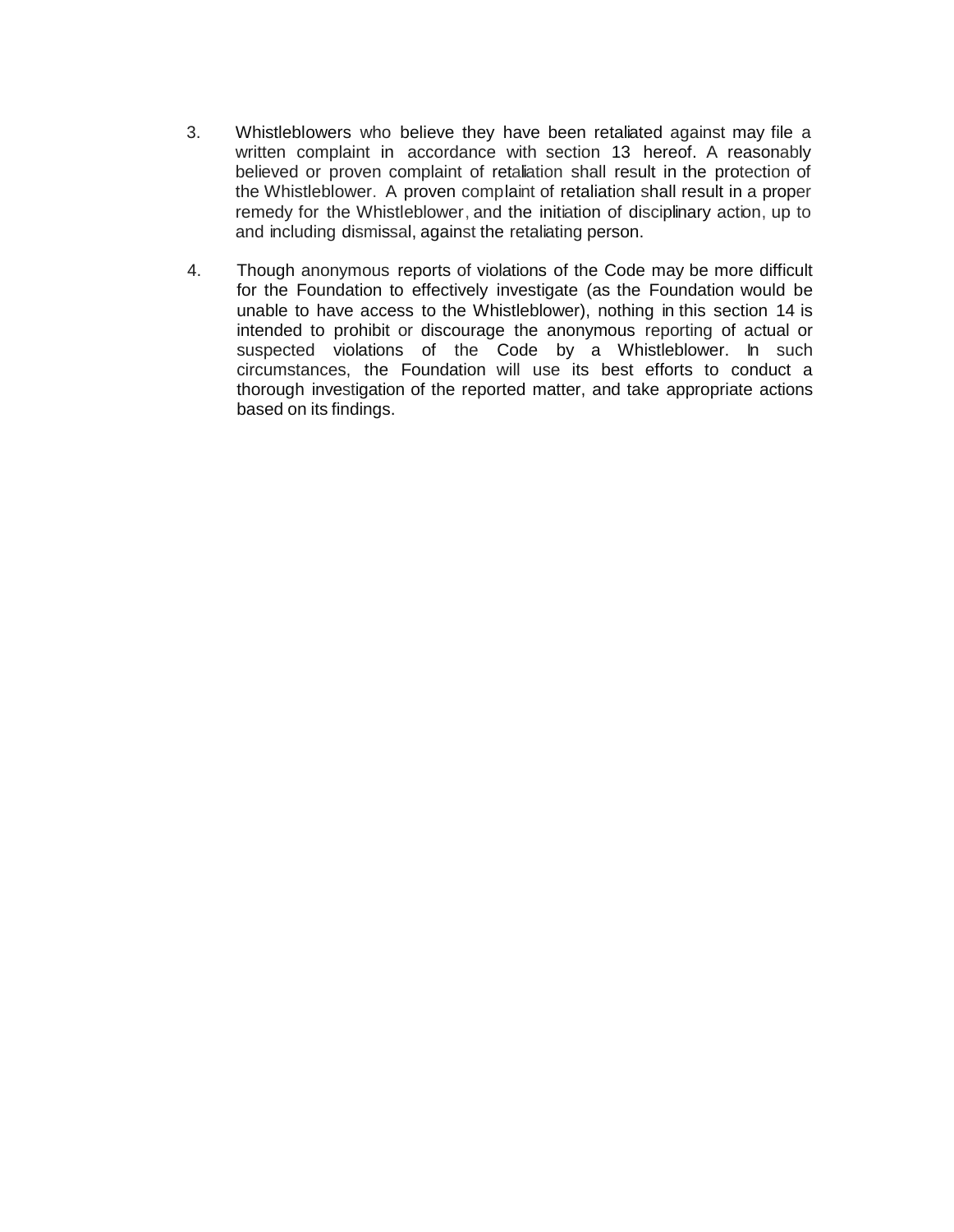3. Whistleblowers who believe they have been retaliated against may file a written complaint in accordance with section 13 hereof. A reasonably believed or proven complaint of retaliation shall result in the protection of the Whistleblower. A proven complaint of retaliation shall result in a proper remedy for the Whistleblower, and the initiation of disciplinary action, up to and including dismissal, against the retaliating person.

4. Though anonymous reports of violations of the Code may be more difficult for the Foundation to effectively investigate (as the Foundation would be unable to have access to the Whistleblower), nothing in this section 14 is intended to prohibit or discourage the anonymous reporting of actual or suspected violations of the Code by a Whistleblower. In such circumstances, the Foundation will use its best efforts to conduct a thorough investigation of the reported matter, and take appropriate actions based on its findings.